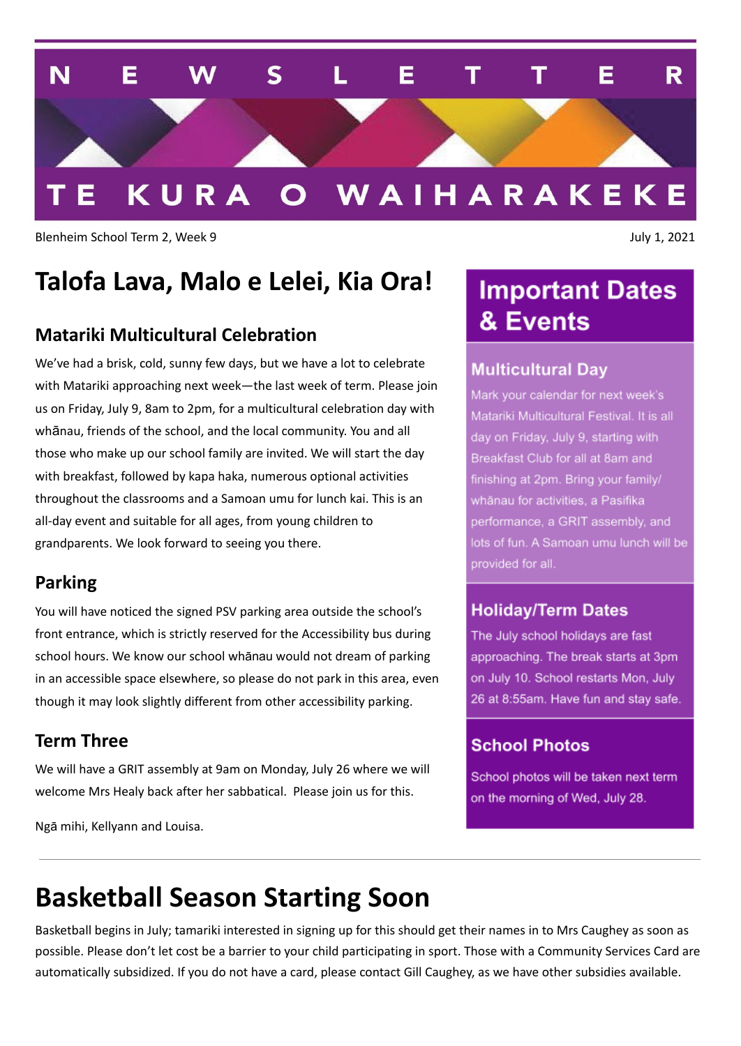# NEWSLETTER

# TE KURA O WAIHARAKEKE

Blenheim School Term 2, Week 9

July 1, 2021

# Talofa Lava, Malo e Lelei, Kia Ora!

## Matariki Multicultural Celebration

We've had a brisk, cold, sunny few days, but we have a lot to celebrate with Matariki approaching next week—the last week of term. Please join us on Friday, July 9, 8am to 2pm, for a multicultural celebration day with whānau, friends of the school, and the local community. You and all those who make up our school family are invited. We will start the day with breakfast, followed by kapa haka, numerous optional activities throughout the classrooms and a Samoan umu for lunch kai. This is an all-day event and suitable for all ages, from young children to grandparents. We look forward to seeing you there.

## Parking

You will have noticed the signed PSV parking area outside the school's front entrance, which is strictly reserved for the Accessibility bus during school hours. We know our school whānau would not dream of parking in an accessible space elsewhere, so please do not park in this area, even though it may look slightly different from other accessibility parking.

## Term Three

We will have a GRIT assembly at 9am on Monday, July 26 where we will welcome Mrs Healy back after her sabbatical. Please join us for this.

Ngā mihi, Kellyann and Louisa.

## Important Dates & Events

### Multicultural Day

Mark your calendar for next week's Matariki Multicultural Festival. It is all day on Friday, July 9, starting with Breakfast Club for all at 8am and finishing at 2pm. Bring your family/whānau for activities, a Pasifika performance, a GRIT assembly, and lots of fun. A Samoan umu lunch will be provided for all.

### Holiday/Term Dates

The July school holidays are fast approaching. The break starts at 3pm on July 10. School restarts Mon, July 26 at 8:55am. Have fun and stay safe.

### School Photos

School photos will be taken next term on the morning of Wed, July 28.

# Basketball Season Starting Soon

Basketball begins in July; tamariki interested in signing up for this should get their names in to Mrs Caughey as soon as possible. Please don't let cost be a barrier to your child participating in sport. Those with a Community Services Card are automatically subsidized. If you do not have a card, please contact Gill Caughey, as we have other subsidies available.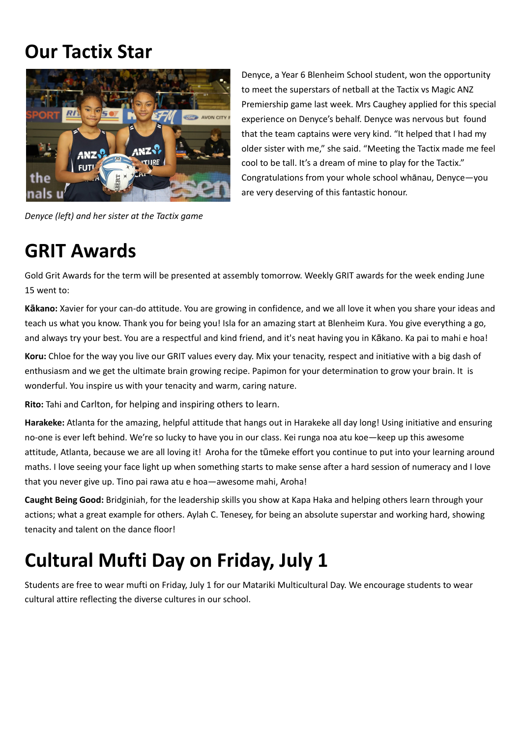# Our Tactix Star

Denyce, a Year 6 Blenheim School student, won the opportunity to meet the superstars of netball at the Tactix vs Magic ANZ Premiership game last week. Mrs Caughey applied for this special experience on Denyce's behalf. Denyce was nervous but found that the team captains were very kind. "It helped that I had my older sister with me," she said. "Meeting the Tactix made me feel cool to be tall. It's a dream of mine to play for the Tactix." Congratulations from your whole school whānau, Denyce—you are very deserving of this fantastic honour.

*Denyce (left) and her sister at the Tactix game*

# GRIT Awards

Gold Grit Awards for the term will be presented at assembly tomorrow. Weekly GRIT awards for the week ending June 15 went to:

**Kākano:** Xavier for your can-do attitude. You are growing in confidence, and we all love it when you share your ideas and teach us what you know. Thank you for being you! Isla for an amazing start at Blenheim Kura. You give everything a go, and always try your best. You are a respectful and kind friend, and it's neat having you in Kākano. Ka pai to mahi e hoa!

**Koru:** Chloe for the way you live our GRIT values every day. Mix your tenacity, respect and initiative with a big dash of enthusiasm and we get the ultimate brain growing recipe. Papimon for your determination to grow your brain. It is wonderful. You inspire us with your tenacity and warm, caring nature.

**Rito:** Tahi and Carlton, for helping and inspiring others to learn.

**Harakeke:** Atlanta for the amazing, helpful attitude that hangs out in Harakeke all day long! Using initiative and ensuring no-one is ever left behind. We're so lucky to have you in our class. Kei runga noa atu koe—keep up this awesome attitude, Atlanta, because we are all loving it! Aroha for the tūmeke effort you continue to put into your learning around maths. I love seeing your face light up when something starts to make sense after a hard session of numeracy and I love that you never give up. Tino pai rawa atu e hoa—awesome mahi, Aroha!

**Caught Being Good:** Bridginiah, for the leadership skills you show at Kapa Haka and helping others learn through your actions; what a great example for others. Aylah C. Tenesey, for being an absolute superstar and working hard, showing tenacity and talent on the dance floor!

# Cultural Mufti Day on Friday, July 1

Students are free to wear mufti on Friday, July 1 for our Matariki Multicultural Day. We encourage students to wear cultural attire reflecting the diverse cultures in our school.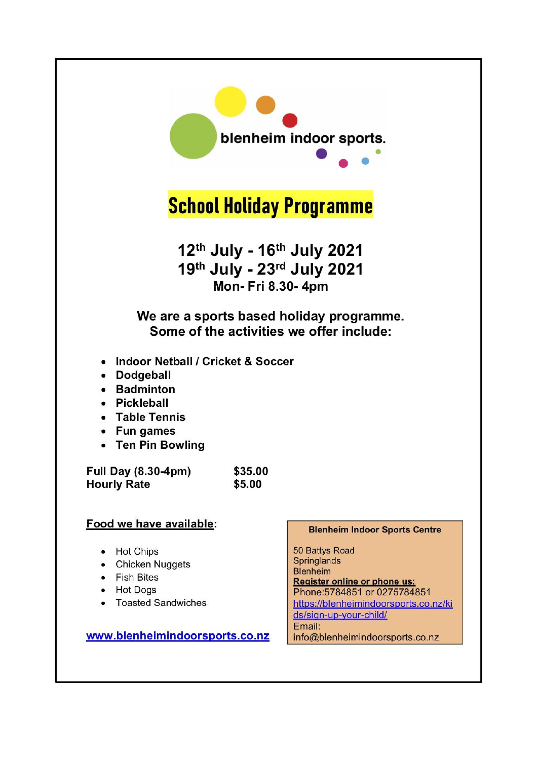blenheim indoor sports.

# School Holiday Programme

## 12th July - 16th July 2021
## 19th July - 23rd July 2021

**Mon- Fri 8.30- 4pm**

**We are a sports based holiday programme. Some of the activities we offer include:**

- **Indoor Netball / Cricket & Soccer**
- **Dodgeball**
- **Badminton**
- **Pickleball**
- **Table Tennis**
- **Fun games**
- **Ten Pin Bowling**

| | |
|---|---|
| **Full Day (8.30-4pm)** | **$35.00** |
| **Hourly Rate** | **$5.00** |

**Food we have available:**

- Hot Chips
- Chicken Nuggets
- Fish Bites
- Hot Dogs
- Toasted Sandwiches

www.blenheimindoorsports.co.nz

**Blenheim Indoor Sports Centre**

50 Battys Road
Springlands
Blenheim
**Register online or phone us:**
Phone:5784851 or 0275784851
https://blenheimindoorsports.co.nz/kids/sign-up-your-child/
Email:
info@blenheimindoorsports.co.nz